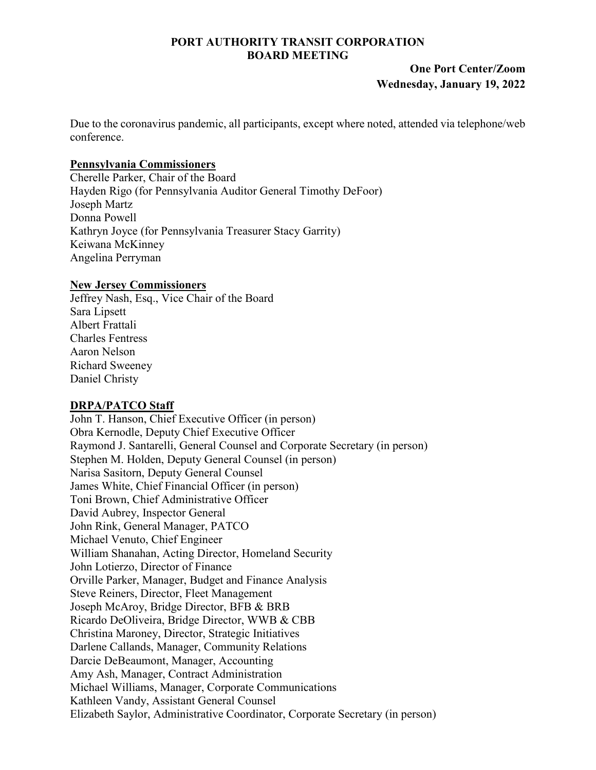**PORT AUTHORITY TRANSIT CORPORATION**
**BOARD MEETING**

**One Port Center/Zoom**
**Wednesday, January 19, 2022**

Due to the coronavirus pandemic, all participants, except where noted, attended via telephone/web conference.

**Pennsylvania Commissioners**

Cherelle Parker, Chair of the Board
Hayden Rigo (for Pennsylvania Auditor General Timothy DeFoor)
Joseph Martz
Donna Powell
Kathryn Joyce (for Pennsylvania Treasurer Stacy Garrity)
Keiwana McKinney
Angelina Perryman

**New Jersey Commissioners**

Jeffrey Nash, Esq., Vice Chair of the Board
Sara Lipsett
Albert Frattali
Charles Fentress
Aaron Nelson
Richard Sweeney
Daniel Christy

**DRPA/PATCO Staff**

John T. Hanson, Chief Executive Officer (in person)
Obra Kernodle, Deputy Chief Executive Officer
Raymond J. Santarelli, General Counsel and Corporate Secretary (in person)
Stephen M. Holden, Deputy General Counsel (in person)
Narisa Sasitorn, Deputy General Counsel
James White, Chief Financial Officer (in person)
Toni Brown, Chief Administrative Officer
David Aubrey, Inspector General
John Rink, General Manager, PATCO
Michael Venuto, Chief Engineer
William Shanahan, Acting Director, Homeland Security
John Lotierzo, Director of Finance
Orville Parker, Manager, Budget and Finance Analysis
Steve Reiners, Director, Fleet Management
Joseph McAroy, Bridge Director, BFB & BRB
Ricardo DeOliveira, Bridge Director, WWB & CBB
Christina Maroney, Director, Strategic Initiatives
Darlene Callands, Manager, Community Relations
Darcie DeBeaumont, Manager, Accounting
Amy Ash, Manager, Contract Administration
Michael Williams, Manager, Corporate Communications
Kathleen Vandy, Assistant General Counsel
Elizabeth Saylor, Administrative Coordinator, Corporate Secretary (in person)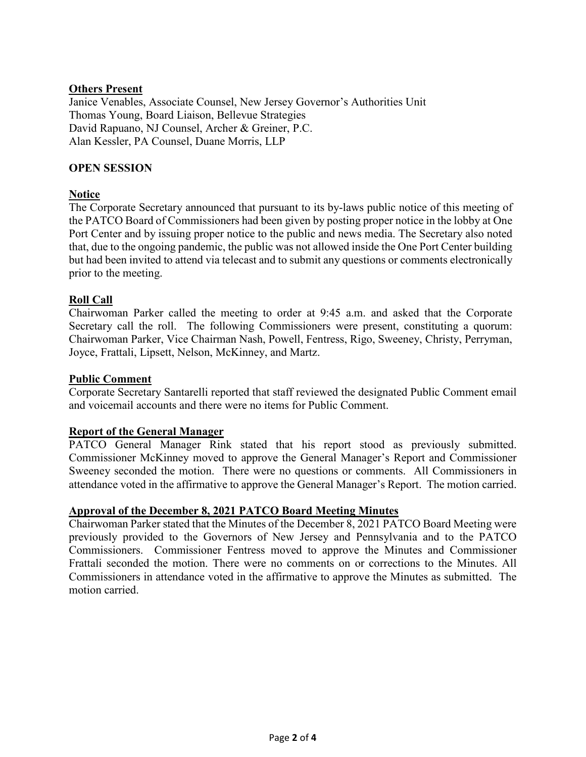**Others Present**

Janice Venables, Associate Counsel, New Jersey Governor's Authorities Unit
Thomas Young, Board Liaison, Bellevue Strategies
David Rapuano, NJ Counsel, Archer & Greiner, P.C.
Alan Kessler, PA Counsel, Duane Morris, LLP

**OPEN SESSION**

**Notice**

The Corporate Secretary announced that pursuant to its by-laws public notice of this meeting of the PATCO Board of Commissioners had been given by posting proper notice in the lobby at One Port Center and by issuing proper notice to the public and news media. The Secretary also noted that, due to the ongoing pandemic, the public was not allowed inside the One Port Center building but had been invited to attend via telecast and to submit any questions or comments electronically prior to the meeting.

**Roll Call**

Chairwoman Parker called the meeting to order at 9:45 a.m. and asked that the Corporate Secretary call the roll. The following Commissioners were present, constituting a quorum: Chairwoman Parker, Vice Chairman Nash, Powell, Fentress, Rigo, Sweeney, Christy, Perryman, Joyce, Frattali, Lipsett, Nelson, McKinney, and Martz.

**Public Comment**

Corporate Secretary Santarelli reported that staff reviewed the designated Public Comment email and voicemail accounts and there were no items for Public Comment.

**Report of the General Manager**

PATCO General Manager Rink stated that his report stood as previously submitted. Commissioner McKinney moved to approve the General Manager's Report and Commissioner Sweeney seconded the motion. There were no questions or comments. All Commissioners in attendance voted in the affirmative to approve the General Manager's Report. The motion carried.

**Approval of the December 8, 2021 PATCO Board Meeting Minutes**

Chairwoman Parker stated that the Minutes of the December 8, 2021 PATCO Board Meeting were previously provided to the Governors of New Jersey and Pennsylvania and to the PATCO Commissioners. Commissioner Fentress moved to approve the Minutes and Commissioner Frattali seconded the motion. There were no comments on or corrections to the Minutes. All Commissioners in attendance voted in the affirmative to approve the Minutes as submitted. The motion carried.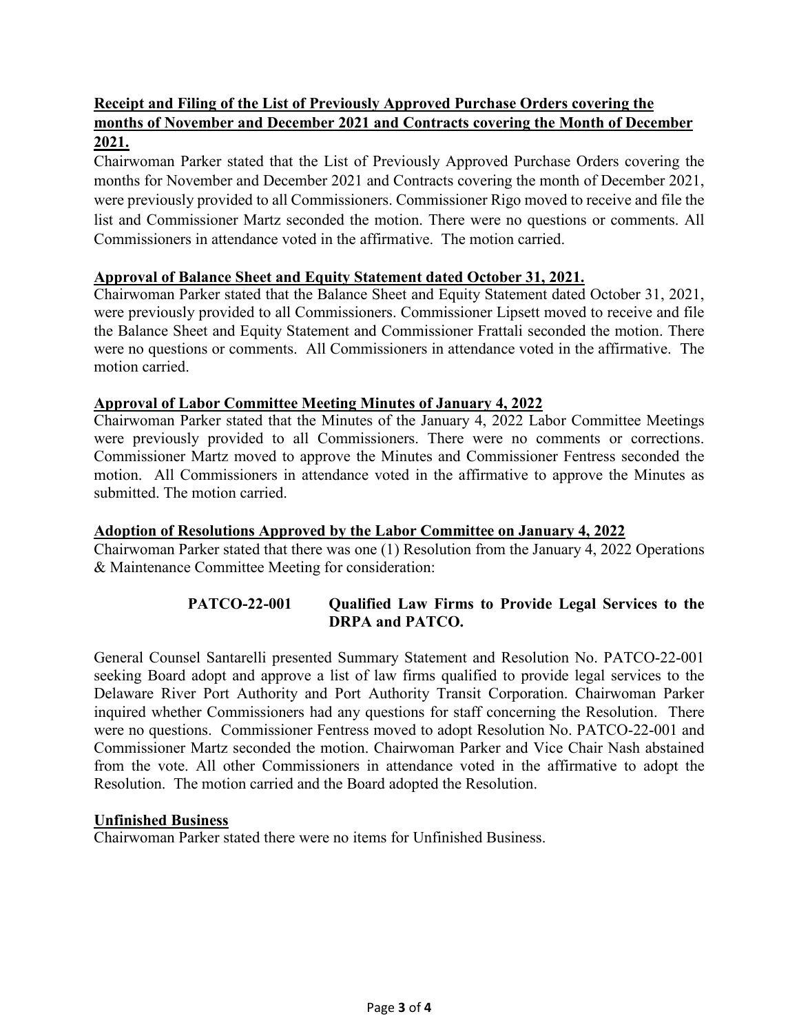**Receipt and Filing of the List of Previously Approved Purchase Orders covering the months of November and December 2021 and Contracts covering the Month of December 2021.**

Chairwoman Parker stated that the List of Previously Approved Purchase Orders covering the months for November and December 2021 and Contracts covering the month of December 2021, were previously provided to all Commissioners. Commissioner Rigo moved to receive and file the list and Commissioner Martz seconded the motion. There were no questions or comments. All Commissioners in attendance voted in the affirmative. The motion carried.

**Approval of Balance Sheet and Equity Statement dated October 31, 2021.**

Chairwoman Parker stated that the Balance Sheet and Equity Statement dated October 31, 2021, were previously provided to all Commissioners. Commissioner Lipsett moved to receive and file the Balance Sheet and Equity Statement and Commissioner Frattali seconded the motion. There were no questions or comments. All Commissioners in attendance voted in the affirmative. The motion carried.

**Approval of Labor Committee Meeting Minutes of January 4, 2022**

Chairwoman Parker stated that the Minutes of the January 4, 2022 Labor Committee Meetings were previously provided to all Commissioners. There were no comments or corrections. Commissioner Martz moved to approve the Minutes and Commissioner Fentress seconded the motion. All Commissioners in attendance voted in the affirmative to approve the Minutes as submitted. The motion carried.

**Adoption of Resolutions Approved by the Labor Committee on January 4, 2022**

Chairwoman Parker stated that there was one (1) Resolution from the January 4, 2022 Operations & Maintenance Committee Meeting for consideration:

**PATCO-22-001 Qualified Law Firms to Provide Legal Services to the DRPA and PATCO.**

General Counsel Santarelli presented Summary Statement and Resolution No. PATCO-22-001 seeking Board adopt and approve a list of law firms qualified to provide legal services to the Delaware River Port Authority and Port Authority Transit Corporation. Chairwoman Parker inquired whether Commissioners had any questions for staff concerning the Resolution. There were no questions. Commissioner Fentress moved to adopt Resolution No. PATCO-22-001 and Commissioner Martz seconded the motion. Chairwoman Parker and Vice Chair Nash abstained from the vote. All other Commissioners in attendance voted in the affirmative to adopt the Resolution. The motion carried and the Board adopted the Resolution.

**Unfinished Business**

Chairwoman Parker stated there were no items for Unfinished Business.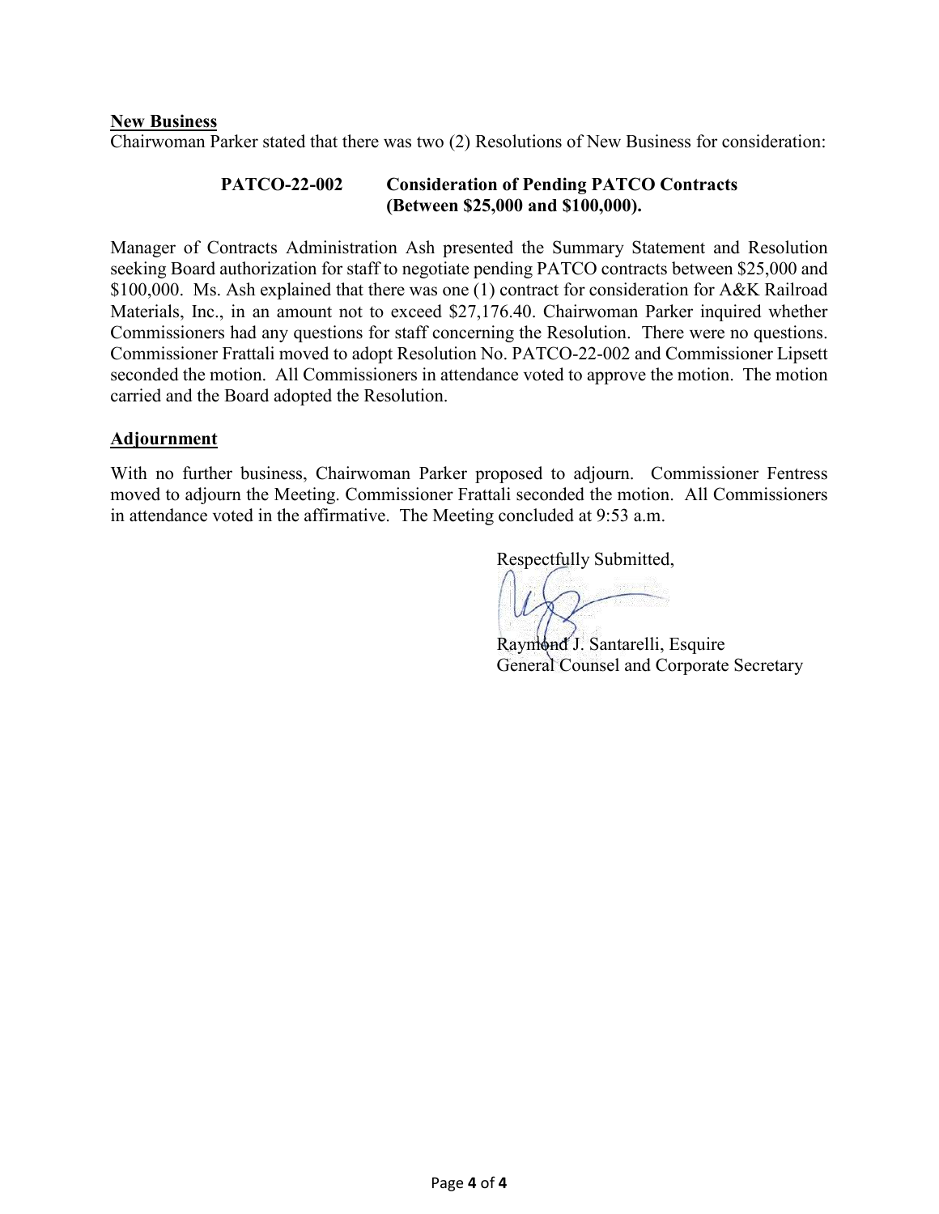**New Business**

Chairwoman Parker stated that there was two (2) Resolutions of New Business for consideration:

**PATCO-22-002 Consideration of Pending PATCO Contracts (Between $25,000 and $100,000).**

Manager of Contracts Administration Ash presented the Summary Statement and Resolution seeking Board authorization for staff to negotiate pending PATCO contracts between $25,000 and $100,000. Ms. Ash explained that there was one (1) contract for consideration for A&K Railroad Materials, Inc., in an amount not to exceed $27,176.40. Chairwoman Parker inquired whether Commissioners had any questions for staff concerning the Resolution. There were no questions. Commissioner Frattali moved to adopt Resolution No. PATCO-22-002 and Commissioner Lipsett seconded the motion. All Commissioners in attendance voted to approve the motion. The motion carried and the Board adopted the Resolution.

**Adjournment**

With no further business, Chairwoman Parker proposed to adjourn. Commissioner Fentress moved to adjourn the Meeting. Commissioner Frattali seconded the motion. All Commissioners in attendance voted in the affirmative. The Meeting concluded at 9:53 a.m.

Respectfully Submitted,

Raymond J. Santarelli, Esquire
General Counsel and Corporate Secretary